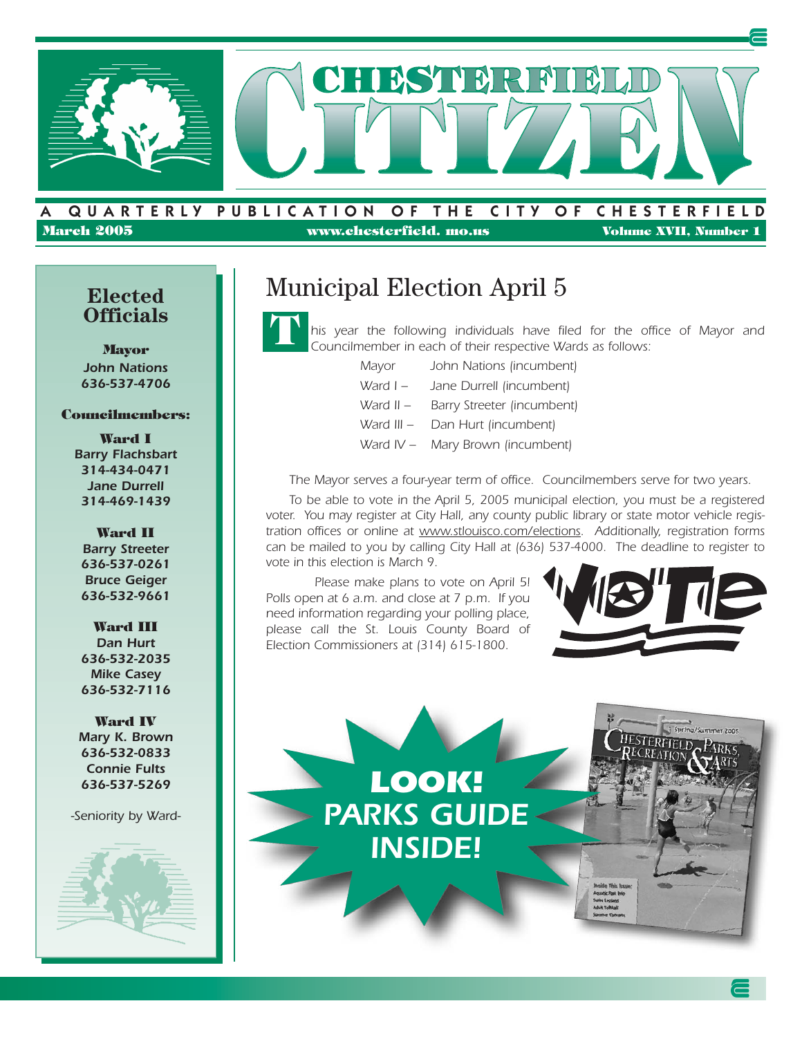# CHESTERFIELD CITIZEN

A QUARTERLY PUBLICATION OF THE CITY OF CHESTERFIELD

March 2005 | www.chesterfield. mo.us | Volume XVII, Number 1

## Elected Officials

**Mayor**
John Nations
636-537-4706

**Councilmembers:**

**Ward I**
Barry Flachsbart
314-434-0471
Jane Durrell
314-469-1439

**Ward II**
Barry Streeter
636-537-0261
Bruce Geiger
636-532-9661

**Ward III**
Dan Hurt
636-532-2035
Mike Casey
636-532-7116

**Ward IV**
Mary K. Brown
636-532-0833
Connie Fults
636-537-5269

*-Seniority by Ward-*

## Municipal Election April 5

*This year the following individuals have filed for the office of Mayor and Councilmember in each of their respective Wards as follows:*

| | |
|---|---|
| Mayor | John Nations (incumbent) |
| Ward I – | Jane Durrell (incumbent) |
| Ward II – | Barry Streeter (incumbent) |
| Ward III – | Dan Hurt (incumbent) |
| Ward IV – | Mary Brown (incumbent) |

*The Mayor serves a four-year term of office. Councilmembers serve for two years.*

*To be able to vote in the April 5, 2005 municipal election, you must be a registered voter. You may register at City Hall, any county public library or state motor vehicle registration offices or online at www.stlouisco.com/elections. Additionally, registration forms can be mailed to you by calling City Hall at (636) 537-4000. The deadline to register to vote in this election is March 9.*

*Please make plans to vote on April 5! Polls open at 6 a.m. and close at 7 p.m. If you need information regarding your polling place, please call the St. Louis County Board of Election Commissioners at (314) 615-1800.*

VOTE

**LOOK! PARKS GUIDE INSIDE!**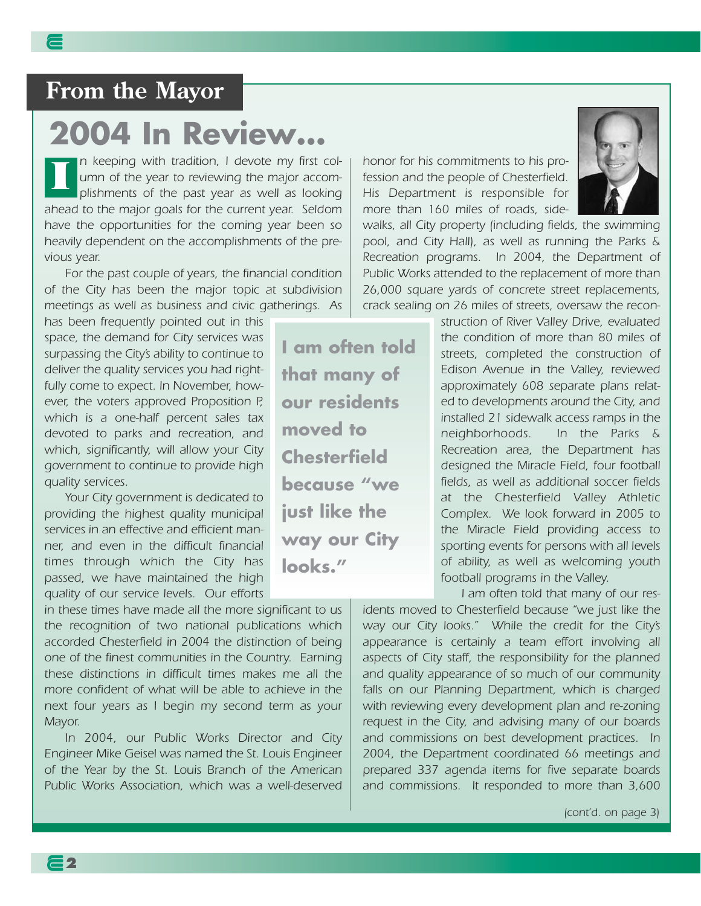## From the Mayor

# 2004 In Review...

In keeping with tradition, I devote my first column of the year to reviewing the major accomplishments of the past year as well as looking ahead to the major goals for the current year. Seldom have the opportunities for the coming year been so heavily dependent on the accomplishments of the previous year.

For the past couple of years, the financial condition of the City has been the major topic at subdivision meetings as well as business and civic gatherings. As has been frequently pointed out in this space, the demand for City services was surpassing the City's ability to continue to deliver the quality services you had rightfully come to expect. In November, however, the voters approved Proposition P, which is a one-half percent sales tax devoted to parks and recreation, and which, significantly, will allow your City government to continue to provide high quality services.

Your City government is dedicated to providing the highest quality municipal services in an effective and efficient manner, and even in the difficult financial times through which the City has passed, we have maintained the high quality of our service levels. Our efforts in these times have made all the more significant to us the recognition of two national publications which accorded Chesterfield in 2004 the distinction of being one of the finest communities in the Country. Earning these distinctions in difficult times makes me all the more confident of what will be able to achieve in the next four years as I begin my second term as your Mayor.

In 2004, our Public Works Director and City Engineer Mike Geisel was named the St. Louis Engineer of the Year by the St. Louis Branch of the American Public Works Association, which was a well-deserved honor for his commitments to his profession and the people of Chesterfield. His Department is responsible for more than 160 miles of roads, sidewalks, all City property (including fields, the swimming pool, and City Hall), as well as running the Parks & Recreation programs. In 2004, the Department of Public Works attended to the replacement of more than 26,000 square yards of concrete street replacements, crack sealing on 26 miles of streets, oversaw the reconstruction of River Valley Drive, evaluated the condition of more than 80 miles of streets, completed the construction of Edison Avenue in the Valley, reviewed approximately 608 separate plans related to developments around the City, and installed 21 sidewalk access ramps in the neighborhoods. In the Parks & Recreation area, the Department has designed the Miracle Field, four football fields, as well as additional soccer fields at the Chesterfield Valley Athletic Complex. We look forward in 2005 to the Miracle Field providing access to sporting events for persons with all levels of ability, as well as welcoming youth football programs in the Valley.

> **I am often told that many of our residents moved to Chesterfield because "we just like the way our City looks."**

I am often told that many of our residents moved to Chesterfield because "we just like the way our City looks." While the credit for the City's appearance is certainly a team effort involving all aspects of City staff, the responsibility for the planned and quality appearance of so much of our community falls on our Planning Department, which is charged with reviewing every development plan and re-zoning request in the City, and advising many of our boards and commissions on best development practices. In 2004, the Department coordinated 66 meetings and prepared 337 agenda items for five separate boards and commissions. It responded to more than 3,600

*(cont'd. on page 3)*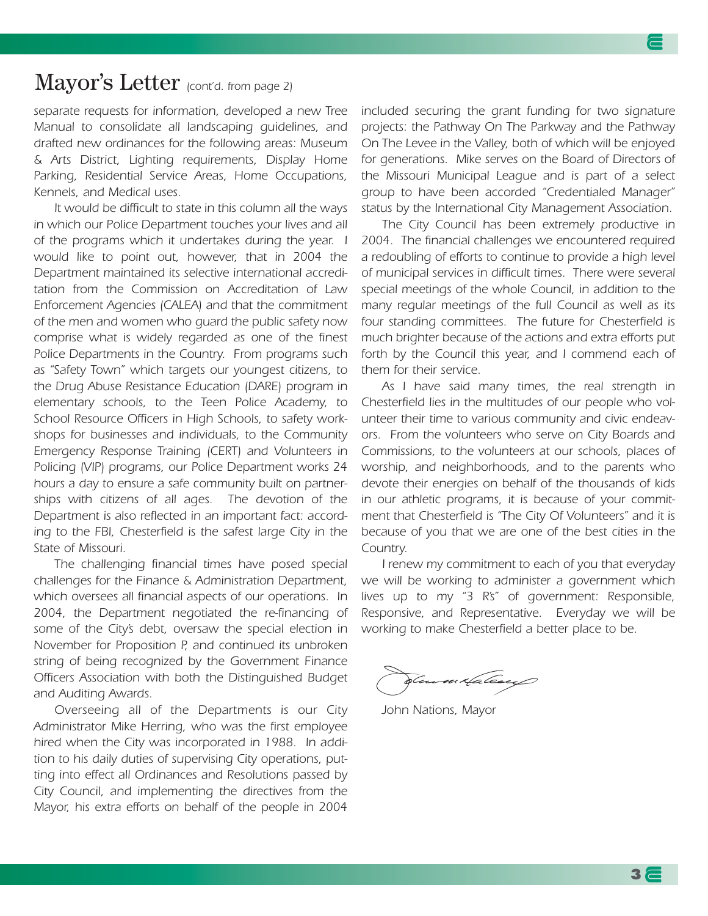# Mayor's Letter *(cont'd. from page 2)*

*separate requests for information, developed a new Tree Manual to consolidate all landscaping guidelines, and drafted new ordinances for the following areas: Museum & Arts District, Lighting requirements, Display Home Parking, Residential Service Areas, Home Occupations, Kennels, and Medical uses.*

*It would be difficult to state in this column all the ways in which our Police Department touches your lives and all of the programs which it undertakes during the year. I would like to point out, however, that in 2004 the Department maintained its selective international accreditation from the Commission on Accreditation of Law Enforcement Agencies (CALEA) and that the commitment of the men and women who guard the public safety now comprise what is widely regarded as one of the finest Police Departments in the Country. From programs such as "Safety Town" which targets our youngest citizens, to the Drug Abuse Resistance Education (DARE) program in elementary schools, to the Teen Police Academy, to School Resource Officers in High Schools, to safety workshops for businesses and individuals, to the Community Emergency Response Training (CERT) and Volunteers in Policing (VIP) programs, our Police Department works 24 hours a day to ensure a safe community built on partnerships with citizens of all ages. The devotion of the Department is also reflected in an important fact: according to the FBI, Chesterfield is the safest large City in the State of Missouri.*

*The challenging financial times have posed special challenges for the Finance & Administration Department, which oversees all financial aspects of our operations. In 2004, the Department negotiated the re-financing of some of the City's debt, oversaw the special election in November for Proposition P, and continued its unbroken string of being recognized by the Government Finance Officers Association with both the Distinguished Budget and Auditing Awards.*

*Overseeing all of the Departments is our City Administrator Mike Herring, who was the first employee hired when the City was incorporated in 1988. In addition to his daily duties of supervising City operations, putting into effect all Ordinances and Resolutions passed by City Council, and implementing the directives from the Mayor, his extra efforts on behalf of the people in 2004 included securing the grant funding for two signature projects: the Pathway On The Parkway and the Pathway On The Levee in the Valley, both of which will be enjoyed for generations. Mike serves on the Board of Directors of the Missouri Municipal League and is part of a select group to have been accorded "Credentialed Manager" status by the International City Management Association.*

*The City Council has been extremely productive in 2004. The financial challenges we encountered required a redoubling of efforts to continue to provide a high level of municipal services in difficult times. There were several special meetings of the whole Council, in addition to the many regular meetings of the full Council as well as its four standing committees. The future for Chesterfield is much brighter because of the actions and extra efforts put forth by the Council this year, and I commend each of them for their service.*

*As I have said many times, the real strength in Chesterfield lies in the multitudes of our people who volunteer their time to various community and civic endeavors. From the volunteers who serve on City Boards and Commissions, to the volunteers at our schools, places of worship, and neighborhoods, and to the parents who devote their energies on behalf of the thousands of kids in our athletic programs, it is because of your commitment that Chesterfield is "The City Of Volunteers" and it is because of you that we are one of the best cities in the Country.*

*I renew my commitment to each of you that everyday we will be working to administer a government which lives up to my "3 R's" of government: Responsible, Responsive, and Representative. Everyday we will be working to make Chesterfield a better place to be.*

John Nations, Mayor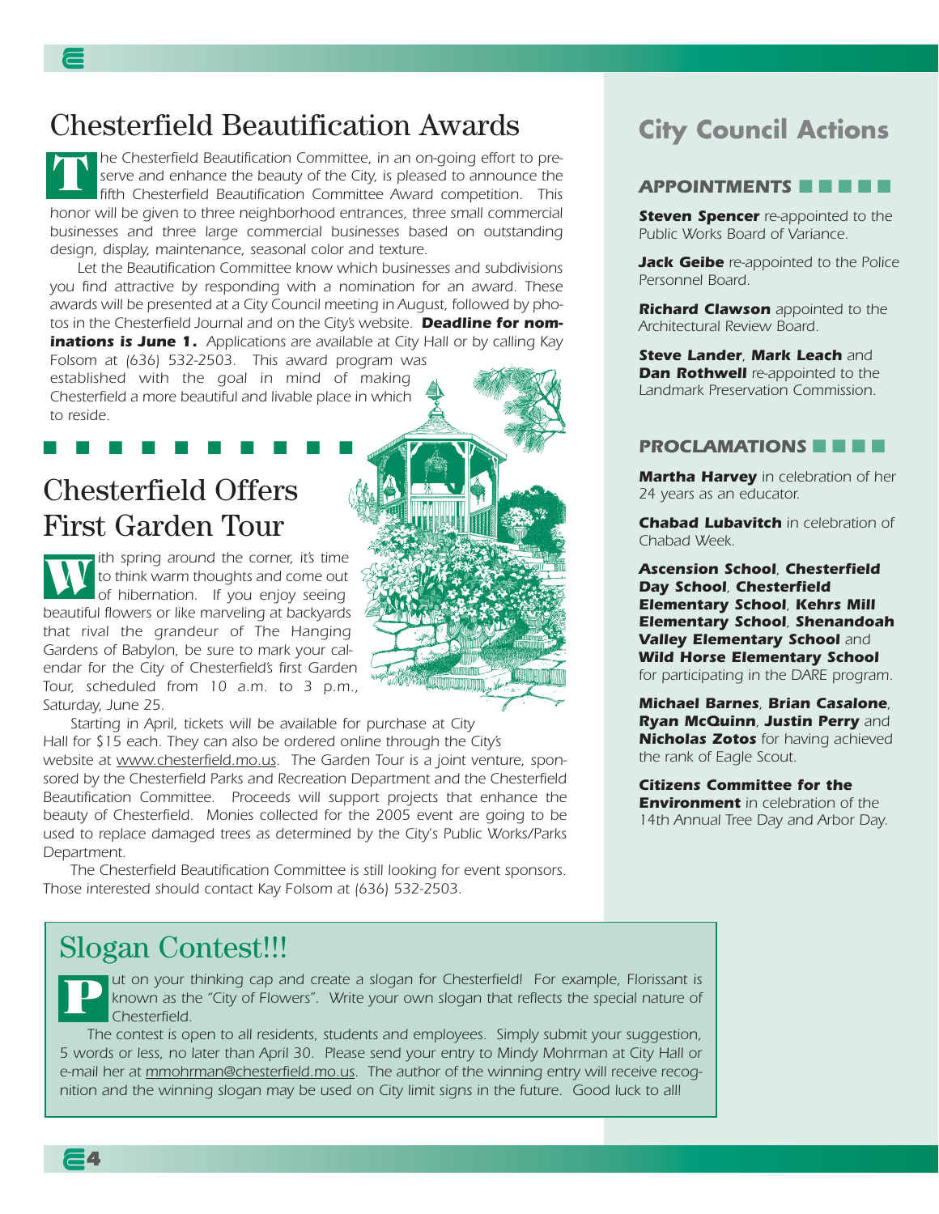## Chesterfield Beautification Awards

*The Chesterfield Beautification Committee, in an on-going effort to preserve and enhance the beauty of the City, is pleased to announce the fifth Chesterfield Beautification Committee Award competition. This honor will be given to three neighborhood entrances, three small commercial businesses and three large commercial businesses based on outstanding design, display, maintenance, seasonal color and texture.*

*Let the Beautification Committee know which businesses and subdivisions you find attractive by responding with a nomination for an award. These awards will be presented at a City Council meeting in August, followed by photos in the Chesterfield Journal and on the City's website.* ***Deadline for nominations is June 1.*** *Applications are available at City Hall or by calling Kay Folsom at (636) 532-2503. This award program was established with the goal in mind of making Chesterfield a more beautiful and livable place in which to reside.*

## Chesterfield Offers First Garden Tour

*With spring around the corner, it's time to think warm thoughts and come out of hibernation. If you enjoy seeing beautiful flowers or like marveling at backyards that rival the grandeur of The Hanging Gardens of Babylon, be sure to mark your calendar for the City of Chesterfield's first Garden Tour, scheduled from 10 a.m. to 3 p.m., Saturday, June 25.*

*Starting in April, tickets will be available for purchase at City Hall for $15 each. They can also be ordered online through the City's website at www.chesterfield.mo.us. The Garden Tour is a joint venture, sponsored by the Chesterfield Parks and Recreation Department and the Chesterfield Beautification Committee. Proceeds will support projects that enhance the beauty of Chesterfield. Monies collected for the 2005 event are going to be used to replace damaged trees as determined by the City's Public Works/Parks Department.*

*The Chesterfield Beautification Committee is still looking for event sponsors. Those interested should contact Kay Folsom at (636) 532-2503.*

## City Council Actions

### APPOINTMENTS

***Steven Spencer*** *re-appointed to the Public Works Board of Variance.*

***Jack Geibe*** *re-appointed to the Police Personnel Board.*

***Richard Clawson*** *appointed to the Architectural Review Board.*

***Steve Lander, Mark Leach*** *and* ***Dan Rothwell*** *re-appointed to the Landmark Preservation Commission.*

### PROCLAMATIONS

***Martha Harvey*** *in celebration of her 24 years as an educator.*

***Chabad Lubavitch*** *in celebration of Chabad Week.*

***Ascension School, Chesterfield Day School, Chesterfield Elementary School, Kehrs Mill Elementary School, Shenandoah Valley Elementary School*** *and* ***Wild Horse Elementary School*** *for participating in the DARE program.*

***Michael Barnes, Brian Casalone, Ryan McQuinn, Justin Perry*** *and* ***Nicholas Zotos*** *for having achieved the rank of Eagle Scout.*

***Citizens Committee for the Environment*** *in celebration of the 14th Annual Tree Day and Arbor Day.*

## Slogan Contest!!!

*Put on your thinking cap and create a slogan for Chesterfield! For example, Florissant is known as the "City of Flowers". Write your own slogan that reflects the special nature of Chesterfield.*

*The contest is open to all residents, students and employees. Simply submit your suggestion, 5 words or less, no later than April 30. Please send your entry to Mindy Mohrman at City Hall or e-mail her at mmohrman@chesterfield.mo.us. The author of the winning entry will receive recognition and the winning slogan may be used on City limit signs in the future. Good luck to all!*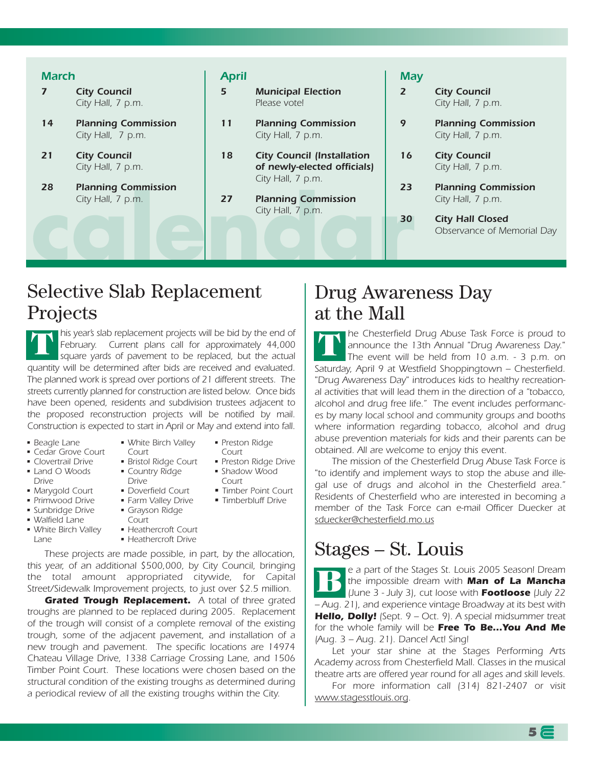## calendar

| March | | April | | May | |
|---|---|---|---|---|---|
| 7 | **City Council** City Hall, 7 p.m. | 5 | **Municipal Election** Please vote! | 2 | **City Council** City Hall, 7 p.m. |
| 14 | **Planning Commission** City Hall, 7 p.m. | 11 | **Planning Commission** City Hall, 7 p.m. | 9 | **Planning Commission** City Hall, 7 p.m. |
| 21 | **City Council** City Hall, 7 p.m. | 18 | **City Council (Installation of newly-elected officials)** City Hall, 7 p.m. | 16 | **City Council** City Hall, 7 p.m. |
| 28 | **Planning Commission** City Hall, 7 p.m. | 27 | **Planning Commission** City Hall, 7 p.m. | 23 | **Planning Commission** City Hall, 7 p.m. |
| | | | | 30 | **City Hall Closed** Observance of Memorial Day |

# Selective Slab Replacement Projects

This year's slab replacement projects will be bid by the end of February. Current plans call for approximately 44,000 square yards of pavement to be replaced, but the actual quantity will be determined after bids are received and evaluated. The planned work is spread over portions of 21 different streets. The streets currently planned for construction are listed below. Once bids have been opened, residents and subdivision trustees adjacent to the proposed reconstruction projects will be notified by mail. Construction is expected to start in April or May and extend into fall.

- Beagle Lane
- Cedar Grove Court
- Clovertrail Drive
- Land O Woods Drive
- Marygold Court
- Primwood Drive
- Sunbridge Drive
- Walfield Lane
- White Birch Valley Lane
- White Birch Valley Court
- Bristol Ridge Court
- Country Ridge Drive
- Doverfield Court
- Farm Valley Drive
- Grayson Ridge Court
- Heathercroft Court
- Heathercroft Drive
- Preston Ridge Court
- Preston Ridge Drive
- Shadow Wood Court
- Timber Point Court
- Timberbluff Drive

These projects are made possible, in part, by the allocation, this year, of an additional $500,000, by City Council, bringing the total amount appropriated citywide, for Capital Street/Sidewalk Improvement projects, to just over $2.5 million.

**Grated Trough Replacement.** A total of three grated troughs are planned to be replaced during 2005. Replacement of the trough will consist of a complete removal of the existing trough, some of the adjacent pavement, and installation of a new trough and pavement. The specific locations are 14974 Chateau Village Drive, 1338 Carriage Crossing Lane, and 1506 Timber Point Court. These locations were chosen based on the structural condition of the existing troughs as determined during a periodical review of all the existing troughs within the City.

# Drug Awareness Day at the Mall

The Chesterfield Drug Abuse Task Force is proud to announce the 13th Annual "Drug Awareness Day." The event will be held from 10 a.m. - 3 p.m. on Saturday, April 9 at Westfield Shoppingtown – Chesterfield. "Drug Awareness Day" introduces kids to healthy recreational activities that will lead them in the direction of a "tobacco, alcohol and drug free life." The event includes performances by many local school and community groups and booths where information regarding tobacco, alcohol and drug abuse prevention materials for kids and their parents can be obtained. All are welcome to enjoy this event.

The mission of the Chesterfield Drug Abuse Task Force is "to identify and implement ways to stop the abuse and illegal use of drugs and alcohol in the Chesterfield area." Residents of Chesterfield who are interested in becoming a member of the Task Force can e-mail Officer Duecker at sduecker@chesterfield.mo.us

# Stages – St. Louis

Be a part of the Stages St. Louis 2005 Season! Dream the impossible dream with **Man of La Mancha** (June 3 - July 3), cut loose with **Footloose** (July 22 – Aug. 21), and experience vintage Broadway at its best with **Hello, Dolly!** (Sept. 9 – Oct. 9). A special midsummer treat for the whole family will be **Free To Be...You And Me** (Aug. 3 – Aug. 21). Dance! Act! Sing!

Let your star shine at the Stages Performing Arts Academy across from Chesterfield Mall. Classes in the musical theatre arts are offered year round for all ages and skill levels.

For more information call (314) 821-2407 or visit www.stagesstlouis.org.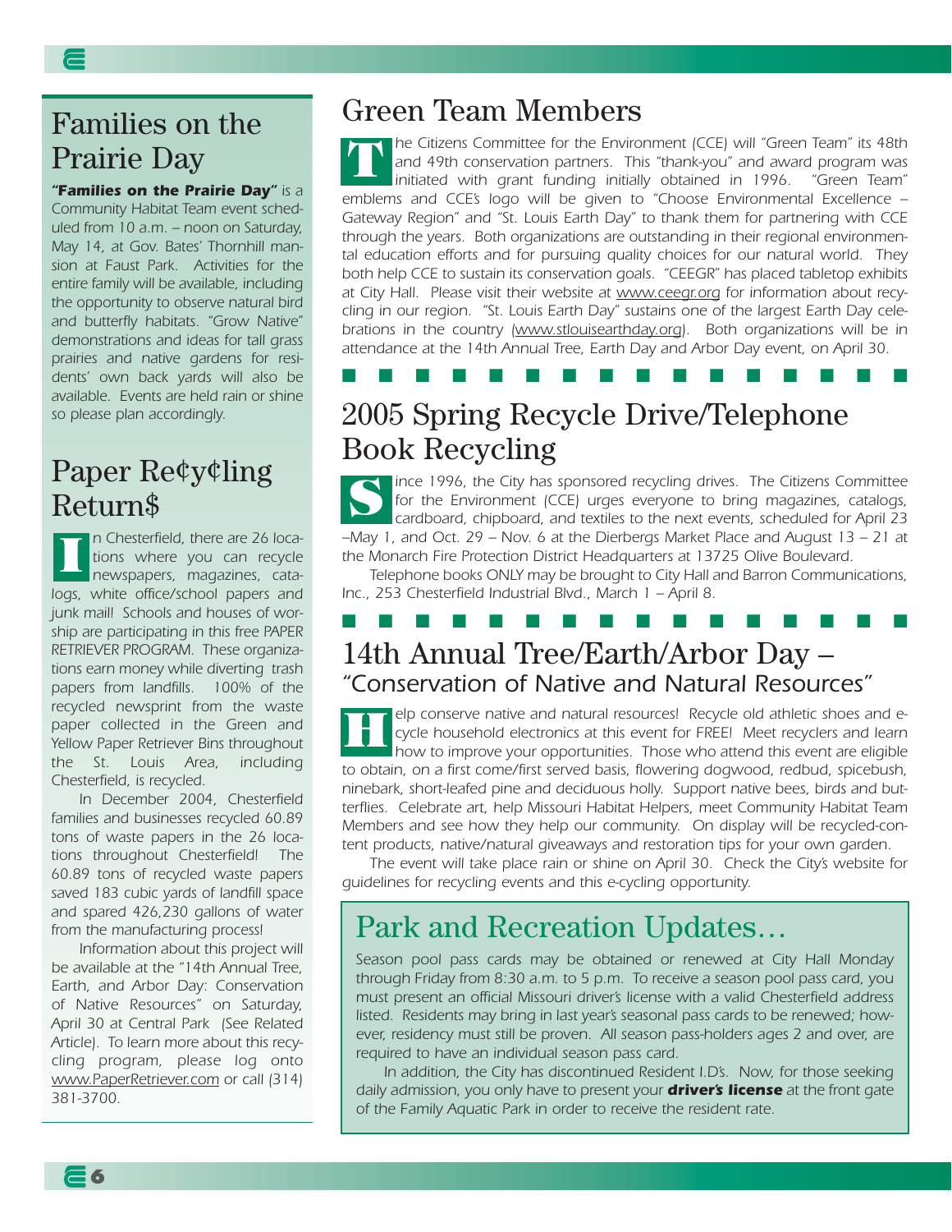## Families on the Prairie Day

***"Families on the Prairie Day"*** *is a Community Habitat Team event scheduled from 10 a.m. – noon on Saturday, May 14, at Gov. Bates' Thornhill mansion at Faust Park. Activities for the entire family will be available, including the opportunity to observe natural bird and butterfly habitats. "Grow Native" demonstrations and ideas for tall grass prairies and native gardens for residents' own back yards will also be available. Events are held rain or shine so please plan accordingly.*

## Paper Re¢y¢ling Return$

In Chesterfield, there are 26 locations where you can recycle newspapers, magazines, catalogs, white office/school papers and junk mail! Schools and houses of worship are participating in this free PAPER RETRIEVER PROGRAM. These organizations earn money while diverting trash papers from landfills. 100% of the recycled newsprint from the waste paper collected in the Green and Yellow Paper Retriever Bins throughout the St. Louis Area, including Chesterfield, is recycled.

In December 2004, Chesterfield families and businesses recycled 60.89 tons of waste papers in the 26 locations throughout Chesterfield! The 60.89 tons of recycled waste papers saved 183 cubic yards of landfill space and spared 426,230 gallons of water from the manufacturing process!

Information about this project will be available at the "14th Annual Tree, Earth, and Arbor Day: Conservation of Native Resources" on Saturday, April 30 at Central Park (See Related Article). To learn more about this recycling program, please log onto www.PaperRetriever.com or call (314) 381-3700.

## Green Team Members

*The Citizens Committee for the Environment (CCE) will "Green Team" its 48th and 49th conservation partners. This "thank-you" and award program was initiated with grant funding initially obtained in 1996. "Green Team" emblems and CCE's logo will be given to "Choose Environmental Excellence – Gateway Region" and "St. Louis Earth Day" to thank them for partnering with CCE through the years. Both organizations are outstanding in their regional environmental education efforts and for pursuing quality choices for our natural world. They both help CCE to sustain its conservation goals. "CEEGR" has placed tabletop exhibits at City Hall. Please visit their website at www.ceegr.org for information about recycling in our region. "St. Louis Earth Day" sustains one of the largest Earth Day celebrations in the country (www.stlouisearthday.org). Both organizations will be in attendance at the 14th Annual Tree, Earth Day and Arbor Day event, on April 30.*

## 2005 Spring Recycle Drive/Telephone Book Recycling

*Since 1996, the City has sponsored recycling drives. The Citizens Committee for the Environment (CCE) urges everyone to bring magazines, catalogs, cardboard, chipboard, and textiles to the next events, scheduled for April 23 –May 1, and Oct. 29 – Nov. 6 at the Dierbergs Market Place and August 13 – 21 at the Monarch Fire Protection District Headquarters at 13725 Olive Boulevard.*

*Telephone books ONLY may be brought to City Hall and Barron Communications, Inc., 253 Chesterfield Industrial Blvd., March 1 – April 8.*

## 14th Annual Tree/Earth/Arbor Day – "Conservation of Native and Natural Resources"

*Help conserve native and natural resources! Recycle old athletic shoes and e-cycle household electronics at this event for FREE! Meet recyclers and learn how to improve your opportunities. Those who attend this event are eligible to obtain, on a first come/first served basis, flowering dogwood, redbud, spicebush, ninebark, short-leafed pine and deciduous holly. Support native bees, birds and butterflies. Celebrate art, help Missouri Habitat Helpers, meet Community Habitat Team Members and see how they help our community. On display will be recycled-content products, native/natural giveaways and restoration tips for your own garden.*

*The event will take place rain or shine on April 30. Check the City's website for guidelines for recycling events and this e-cycling opportunity.*

## Park and Recreation Updates…

*Season pool pass cards may be obtained or renewed at City Hall Monday through Friday from 8:30 a.m. to 5 p.m. To receive a season pool pass card, you must present an official Missouri driver's license with a valid Chesterfield address listed. Residents may bring in last year's seasonal pass cards to be renewed; however, residency must still be proven. All season pass-holders ages 2 and over, are required to have an individual season pass card.*

*In addition, the City has discontinued Resident I.D.'s. Now, for those seeking daily admission, you only have to present your* ***driver's license*** *at the front gate of the Family Aquatic Park in order to receive the resident rate.*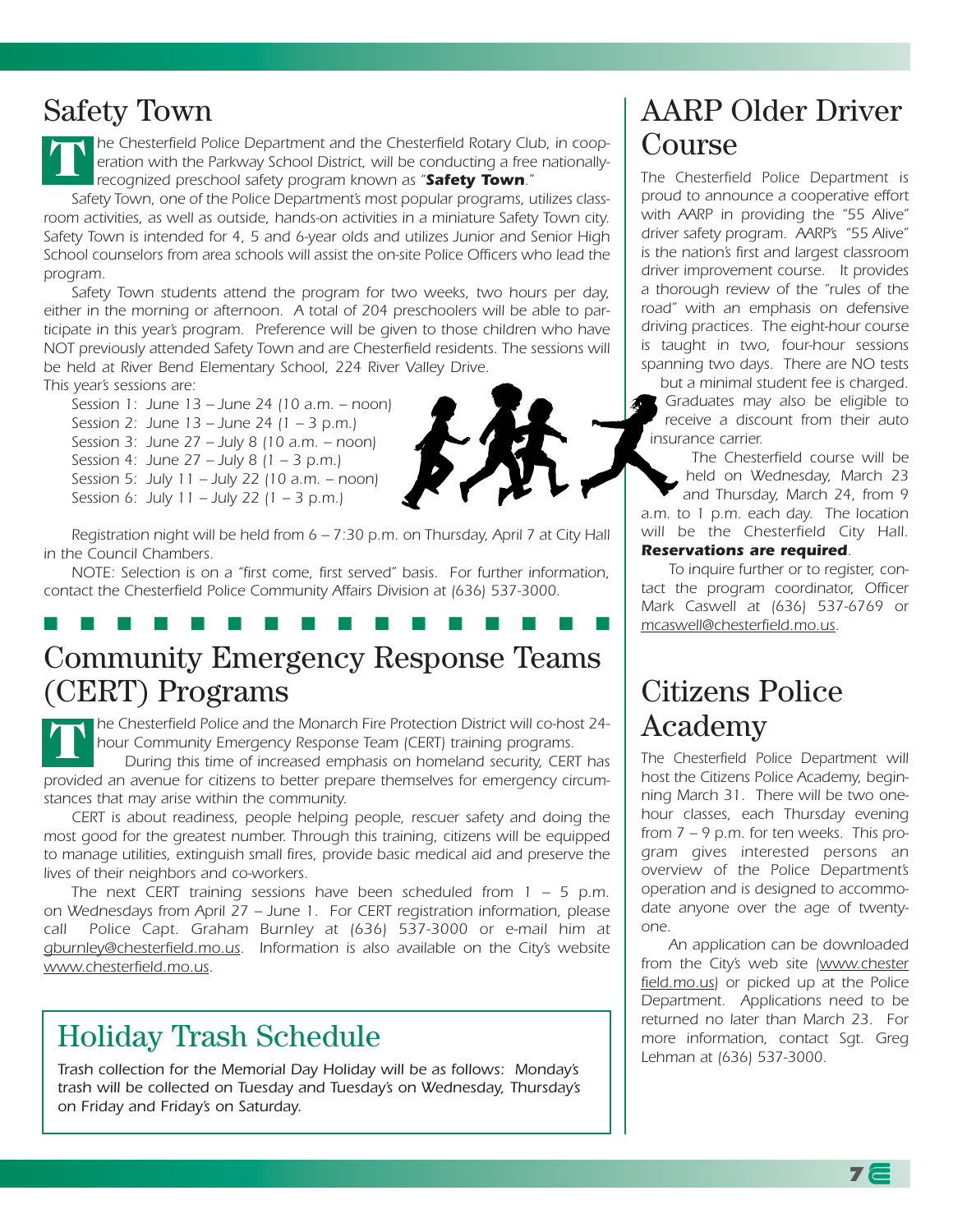## Safety Town

The Chesterfield Police Department and the Chesterfield Rotary Club, in cooperation with the Parkway School District, will be conducting a free nationally-recognized preschool safety program known as "***Safety Town***."

Safety Town, one of the Police Department's most popular programs, utilizes classroom activities, as well as outside, hands-on activities in a miniature Safety Town city. Safety Town is intended for 4, 5 and 6-year olds and utilizes Junior and Senior High School counselors from area schools will assist the on-site Police Officers who lead the program.

Safety Town students attend the program for two weeks, two hours per day, either in the morning or afternoon. A total of 204 preschoolers will be able to participate in this year's program. Preference will be given to those children who have NOT previously attended Safety Town and are Chesterfield residents. The sessions will be held at River Bend Elementary School, 224 River Valley Drive.

This year's sessions are:

- Session 1: June 13 – June 24 (10 a.m. – noon)
- Session 2: June 13 – June 24 (1 – 3 p.m.)
- Session 3: June 27 – July 8 (10 a.m. – noon)
- Session 4: June 27 – July 8 (1 – 3 p.m.)
- Session 5: July 11 – July 22 (10 a.m. – noon)
- Session 6: July 11 – July 22 (1 – 3 p.m.)

Registration night will be held from 6 – 7:30 p.m. on Thursday, April 7 at City Hall in the Council Chambers.

NOTE: Selection is on a "first come, first served" basis. For further information, contact the Chesterfield Police Community Affairs Division at (636) 537-3000.

## Community Emergency Response Teams (CERT) Programs

The Chesterfield Police and the Monarch Fire Protection District will co-host 24-hour Community Emergency Response Team (CERT) training programs.

During this time of increased emphasis on homeland security, CERT has provided an avenue for citizens to better prepare themselves for emergency circumstances that may arise within the community.

CERT is about readiness, people helping people, rescuer safety and doing the most good for the greatest number. Through this training, citizens will be equipped to manage utilities, extinguish small fires, provide basic medical aid and preserve the lives of their neighbors and co-workers.

The next CERT training sessions have been scheduled from 1 – 5 p.m. on Wednesdays from April 27 – June 1. For CERT registration information, please call Police Capt. Graham Burnley at (636) 537-3000 or e-mail him at gburnley@chesterfield.mo.us. Information is also available on the City's website www.chesterfield.mo.us.

## Holiday Trash Schedule

Trash collection for the Memorial Day Holiday will be as follows: Monday's trash will be collected on Tuesday and Tuesday's on Wednesday, Thursday's on Friday and Friday's on Saturday.

## AARP Older Driver Course

The Chesterfield Police Department is proud to announce a cooperative effort with AARP in providing the "55 Alive" driver safety program. AARP's "55 Alive" is the nation's first and largest classroom driver improvement course. It provides a thorough review of the "rules of the road" with an emphasis on defensive driving practices. The eight-hour course is taught in two, four-hour sessions spanning two days. There are NO tests but a minimal student fee is charged. Graduates may also be eligible to receive a discount from their auto insurance carrier.

The Chesterfield course will be held on Wednesday, March 23 and Thursday, March 24, from 9 a.m. to 1 p.m. each day. The location will be the Chesterfield City Hall. ***Reservations are required***.

To inquire further or to register, contact the program coordinator, Officer Mark Caswell at (636) 537-6769 or mcaswell@chesterfield.mo.us.

## Citizens Police Academy

The Chesterfield Police Department will host the Citizens Police Academy, beginning March 31. There will be two one-hour classes, each Thursday evening from 7 – 9 p.m. for ten weeks. This program gives interested persons an overview of the Police Department's operation and is designed to accommodate anyone over the age of twenty-one.

An application can be downloaded from the City's web site (www.chesterfield.mo.us) or picked up at the Police Department. Applications need to be returned no later than March 23. For more information, contact Sgt. Greg Lehman at (636) 537-3000.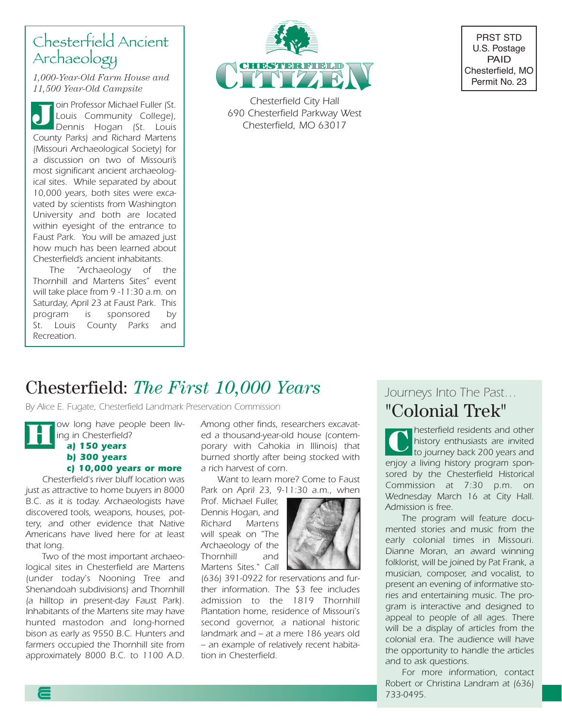## Chesterfield Ancient Archaeology

*1,000-Year-Old Farm House and 11,500 Year-Old Campsite*

Join Professor Michael Fuller (St. Louis Community College), Dennis Hogan (St. Louis County Parks) and Richard Martens (Missouri Archaeological Society) for a discussion on two of Missouri's most significant ancient archaeological sites. While separated by about 10,000 years, both sites were excavated by scientists from Washington University and both are located within eyesight of the entrance to Faust Park. You will be amazed just how much has been learned about Chesterfield's ancient inhabitants.

The "Archaeology of the Thornhill and Martens Sites" event will take place from 9 -11:30 a.m. on Saturday, April 23 at Faust Park. This program is sponsored by St. Louis County Parks and Recreation.

CHESTERFIELD CITIZEN

Chesterfield City Hall
690 Chesterfield Parkway West
Chesterfield, MO 63017

PRST STD
U.S. Postage
PAID
Chesterfield, MO
Permit No. 23

# Chesterfield: *The First 10,000 Years*

*By Alice E. Fugate, Chesterfield Landmark Preservation Commission*

How long have people been living in Chesterfield?

**a) 150 years**
**b) 300 years**
**c) 10,000 years or more**

Chesterfield's river bluff location was just as attractive to home buyers in 8000 B.C. as it is today. Archaeologists have discovered tools, weapons, houses, pottery, and other evidence that Native Americans have lived here for at least that long.

Two of the most important archaeological sites in Chesterfield are Martens (under today's Nooning Tree and Shenandoah subdivisions) and Thornhill (a hilltop in present-day Faust Park). Inhabitants of the Martens site may have hunted mastodon and long-horned bison as early as 9550 B.C. Hunters and farmers occupied the Thornhill site from approximately 8000 B.C. to 1100 A.D. Among other finds, researchers excavated a thousand-year-old house (contemporary with Cahokia in Illinois) that burned shortly after being stocked with a rich harvest of corn.

Want to learn more? Come to Faust Park on April 23, 9-11:30 a.m., when Prof. Michael Fuller, Dennis Hogan, and Richard Martens will speak on "The Archaeology of the Thornhill and Martens Sites." Call (636) 391-0922 for reservations and further information. The $3 fee includes admission to the 1819 Thornhill Plantation home, residence of Missouri's second governor, a national historic landmark and – at a mere 186 years old – an example of relatively recent habitation in Chesterfield.

## Journeys Into The Past…
## "Colonial Trek"

Chesterfield residents and other history enthusiasts are invited to journey back 200 years and enjoy a living history program sponsored by the Chesterfield Historical Commission at 7:30 p.m. on Wednesday March 16 at City Hall. Admission is free.

The program will feature documented stories and music from the early colonial times in Missouri. Dianne Moran, an award winning folklorist, will be joined by Pat Frank, a musician, composer, and vocalist, to present an evening of informative stories and entertaining music. The program is interactive and designed to appeal to people of all ages. There will be a display of articles from the colonial era. The audience will have the opportunity to handle the articles and to ask questions.

For more information, contact Robert or Christina Landram at (636) 733-0495.